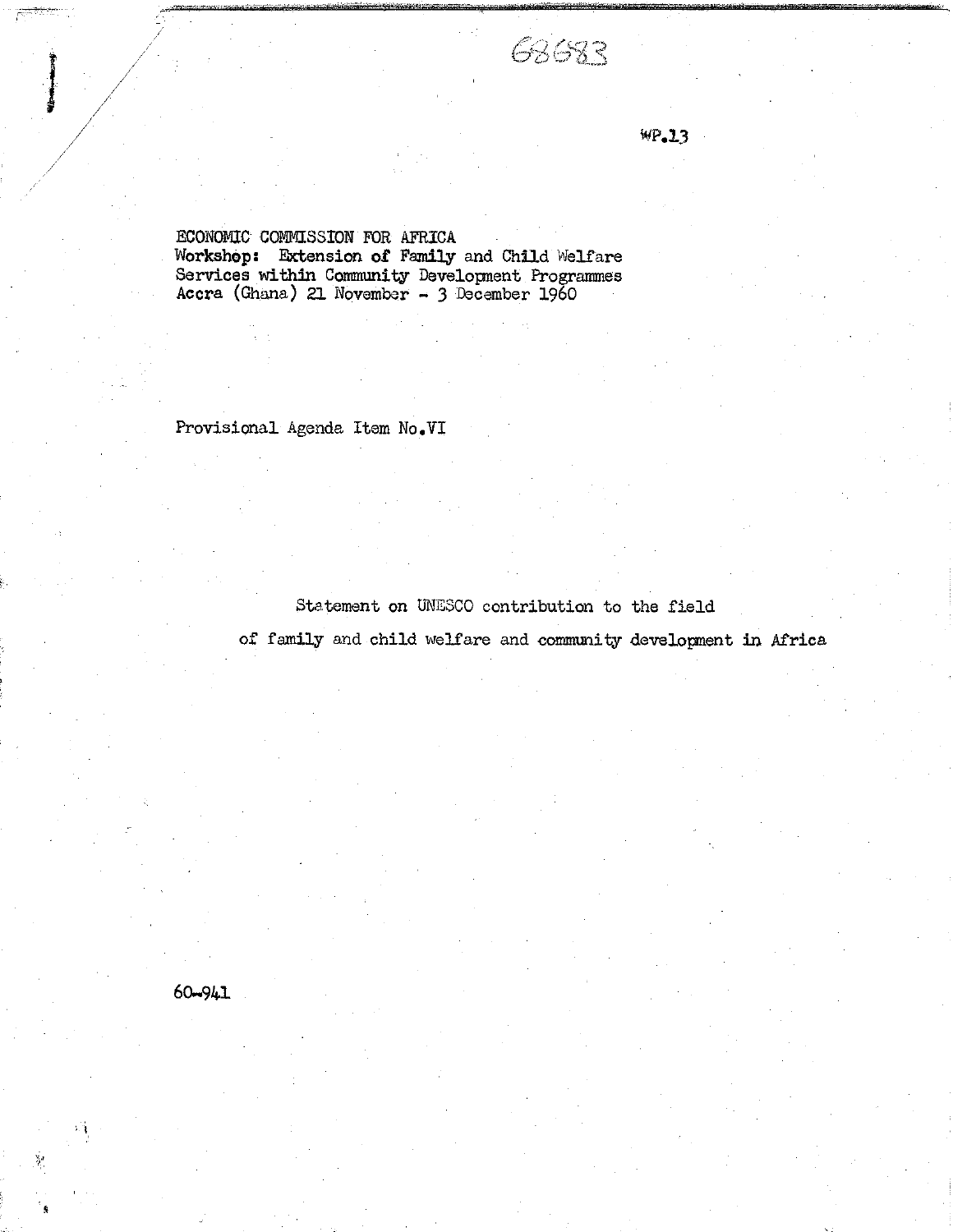68683

WP.13

ECONOMIC COMMISSION FOR AFRICA
**Workshop: Extension of Family and Child Welfare Services within Community Development Programmes**
Accra (Ghana) 21 November - 3 December 1960

Provisional Agenda Item No.VI

## Statement on UNESCO contribution to the field of family and child welfare and community development in Africa

60-941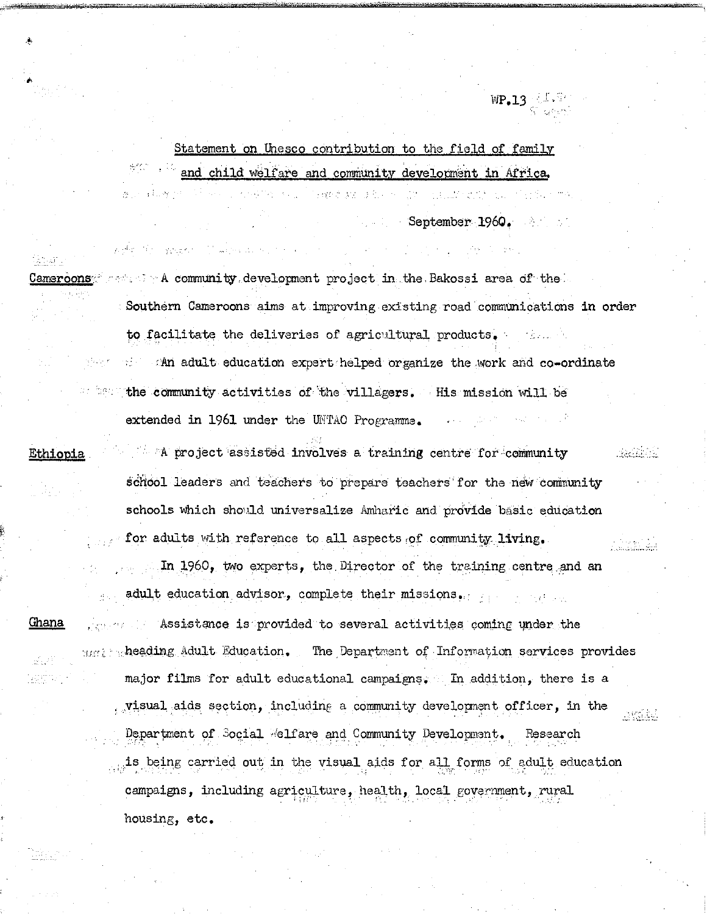WP.13

Statement on Unesco contribution to the field of family and child welfare and community development in Africa.

September 1960.

Cameroons A community development project in the Bakossi area of the Southern Cameroons aims at improving existing road communications in order to facilitate the deliveries of agricultural products.

An adult education expert helped organize the work and co-ordinate the community activities of the villagers. His mission will be extended in 1961 under the UNTAO Programme.

Ethiopia A project assisted involves a training centre for community school leaders and teachers to prepare teachers for the new community schools which should universalize Amharic and provide basic education for adults with reference to all aspects of community living.

In 1960, two experts, the Director of the training centre and an adult education advisor, complete their missions.

Ghana Assistance is provided to several activities coming under the heading Adult Education. The Department of Information services provides major films for adult educational campaigns. In addition, there is a visual aids section, including a community development officer, in the Department of Social Welfare and Community Development. Research is being carried out in the visual aids for all forms of adult education campaigns, including agriculture, health, local government, rural housing, etc.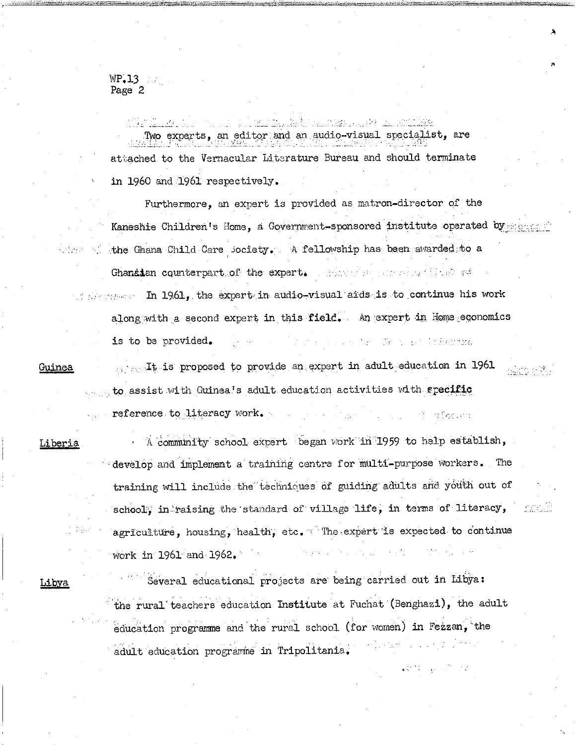Two experts, an editor and an audio-visual specialist, are attached to the Vernacular Literature Bureau and should terminate in 1960 and 1961 respectively.

Furthermore, an expert is provided as matron-director of the Kaneshie Children's Home, a Government-sponsored institute operated by the Ghana Child Care Society. A fellowship has been awarded to a Ghanaian counterpart of the expert.

In 1961, the expert in audio-visual aids is to continue his work along with a second expert in this field. An expert in Home economics is to be provided.

<u>Guinea</u>

It is proposed to provide an expert in adult education in 1961 to assist with Guinea's adult education activities with specific reference to literacy work.

<u>Liberia</u>

A community school expert began work in 1959 to help establish, develop and implement a training centre for multi-purpose workers. The training will include the techniques of guiding adults and youth out of school, in raising the standard of village life, in terms of literacy, agriculture, housing, health, etc. The expert is expected to continue work in 1961 and 1962.

<u>Libya</u>

Several educational projects are being carried out in Libya: the rural teachers education Institute at Fuchat (Benghazi), the adult education programme and the rural school (for women) in Fezzan, the adult education programme in Tripolitania.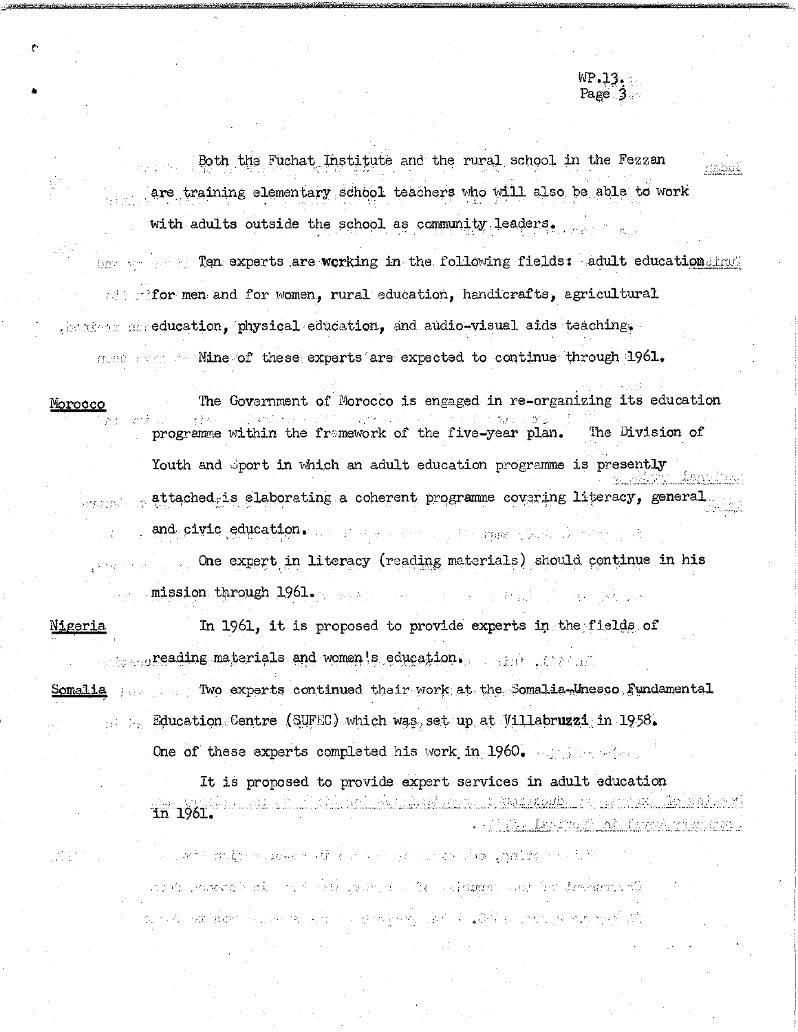Both the Fuchat Institute and the rural school in the Fezzan are training elementary school teachers who will also be able to work with adults outside the school as community leaders.

Ten experts are working in the following fields: adult education for men and for women, rural education, handicrafts, agricultural education, physical education, and audio-visual aids teaching.

Nine of these experts are expected to continue through 1961.

Morocco

The Government of Morocco is engaged in re-organizing its education programme within the framework of the five-year plan. The Division of Youth and Sport in which an adult education programme is presently attached is elaborating a coherent programme covering literacy, general and civic education.

One expert in literacy (reading materials) should continue in his mission through 1961.

Nigeria

In 1961, it is proposed to provide experts in the fields of reading materials and women's education.

Somalia

Two experts continued their work at the Somalia-Unesco Fundamental Education Centre (SUFEC) which was set up at Villabruzzi in 1958. One of these experts completed his work in 1960.

It is proposed to provide expert services in adult education in 1961.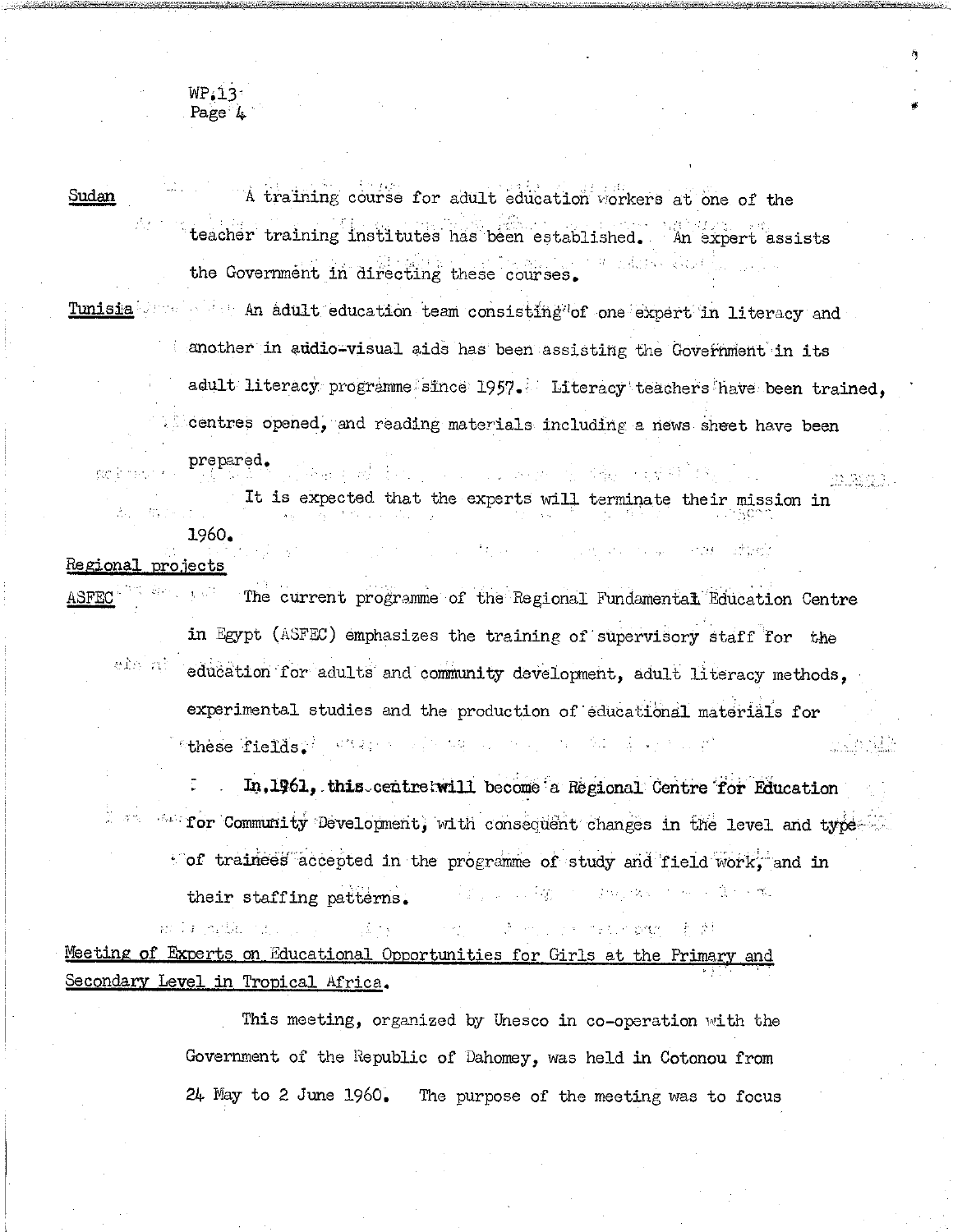**Sudan** A training course for adult education workers at one of the teacher training institutes has been established. An expert assists the Government in directing these courses.

**Tunisia** An adult education team consisting of one expert in literacy and another in audio-visual aids has been assisting the Government in its adult literacy programme since 1957. Literacy teachers have been trained, centres opened, and reading materials including a news sheet have been prepared.

It is expected that the experts will terminate their mission in 1960.

Regional projects

**ASFEC** The current programme of the Regional Fundamental Education Centre in Egypt (ASFEC) emphasizes the training of supervisory staff for the education for adults and community development, adult literacy methods, experimental studies and the production of educational materials for these fields.

In 1961, this centre will become a Regional Centre for Education for Community Development, with consequent changes in the level and type of trainees accepted in the programme of study and field work, and in their staffing patterns.

Meeting of Experts on Educational Opportunities for Girls at the Primary and Secondary Level in Tropical Africa.

This meeting, organized by Unesco in co-operation with the Government of the Republic of Dahomey, was held in Cotonou from 24 May to 2 June 1960. The purpose of the meeting was to focus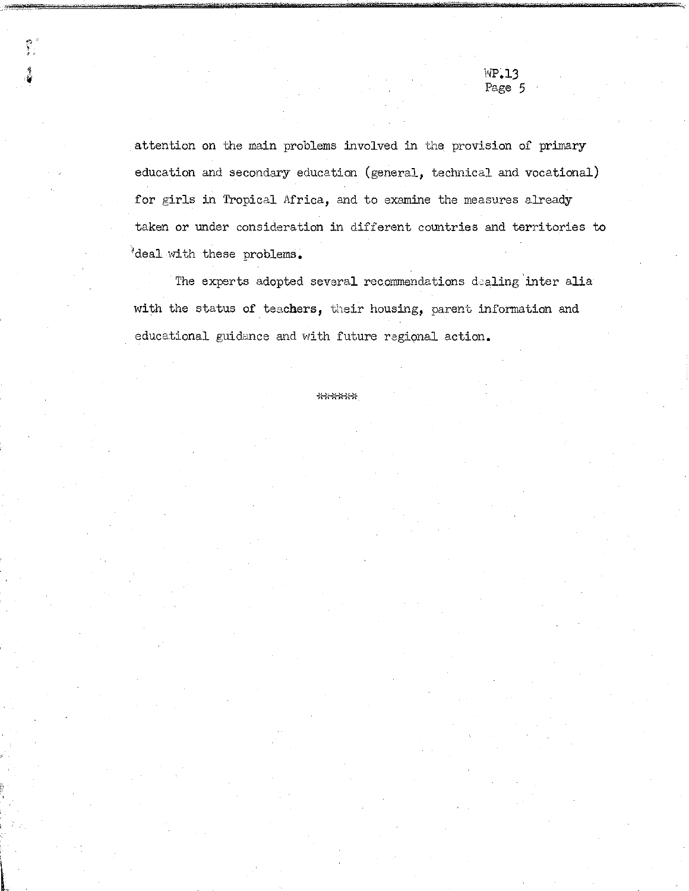attention on the main problems involved in the provision of primary education and secondary education (general, technical and vocational) for girls in Tropical Africa, and to examine the measures already taken or under consideration in different countries and territories to deal with these problems.

The experts adopted several recommendations dealing inter alia with the status of teachers, their housing, parent information and educational guidance and with future regional action.

******